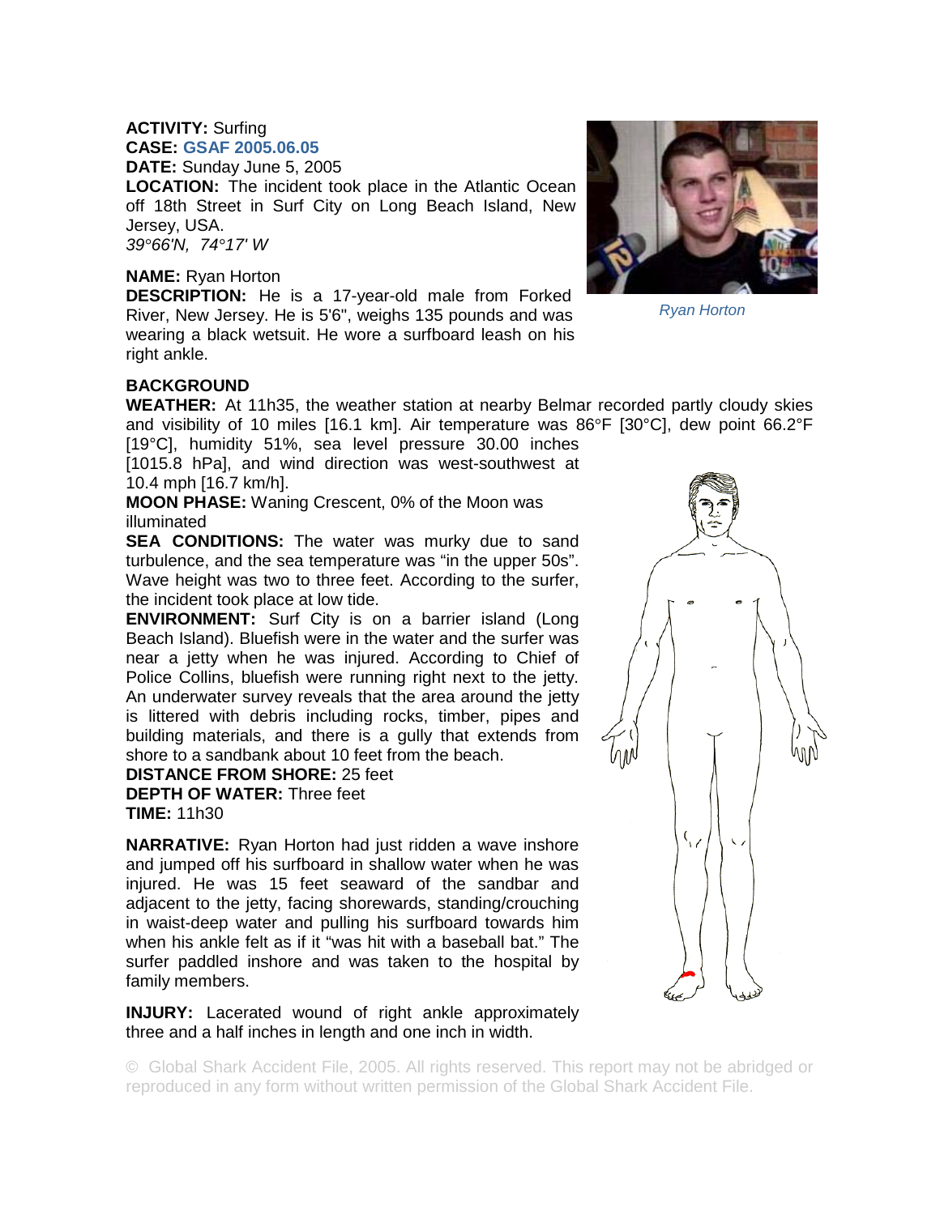**ACTIVITY:** Surfing
**CASE:** **GSAF 2005.06.05**
**DATE:** Sunday June 5, 2005
**LOCATION:** The incident took place in the Atlantic Ocean off 18th Street in Surf City on Long Beach Island, New Jersey, USA.
*39°66'N, 74°17' W*

**NAME:** Ryan Horton
**DESCRIPTION:** He is a 17-year-old male from Forked River, New Jersey. He is 5'6", weighs 135 pounds and was wearing a black wetsuit. He wore a surfboard leash on his right ankle.

*Ryan Horton*

**BACKGROUND**
**WEATHER:** At 11h35, the weather station at nearby Belmar recorded partly cloudy skies and visibility of 10 miles [16.1 km]. Air temperature was 86°F [30°C], dew point 66.2°F [19°C], humidity 51%, sea level pressure 30.00 inches [1015.8 hPa], and wind direction was west-southwest at 10.4 mph [16.7 km/h].
**MOON PHASE:** Waning Crescent, 0% of the Moon was illuminated
**SEA CONDITIONS:** The water was murky due to sand turbulence, and the sea temperature was "in the upper 50s". Wave height was two to three feet. According to the surfer, the incident took place at low tide.
**ENVIRONMENT:** Surf City is on a barrier island (Long Beach Island). Bluefish were in the water and the surfer was near a jetty when he was injured. According to Chief of Police Collins, bluefish were running right next to the jetty. An underwater survey reveals that the area around the jetty is littered with debris including rocks, timber, pipes and building materials, and there is a gully that extends from shore to a sandbank about 10 feet from the beach.
**DISTANCE FROM SHORE:** 25 feet
**DEPTH OF WATER:** Three feet
**TIME:** 11h30

**NARRATIVE:** Ryan Horton had just ridden a wave inshore and jumped off his surfboard in shallow water when he was injured. He was 15 feet seaward of the sandbar and adjacent to the jetty, facing shorewards, standing/crouching in waist-deep water and pulling his surfboard towards him when his ankle felt as if it "was hit with a baseball bat." The surfer paddled inshore and was taken to the hospital by family members.

**INJURY:** Lacerated wound of right ankle approximately three and a half inches in length and one inch in width.

© Global Shark Accident File, 2005. All rights reserved. This report may not be abridged or reproduced in any form without written permission of the Global Shark Accident File.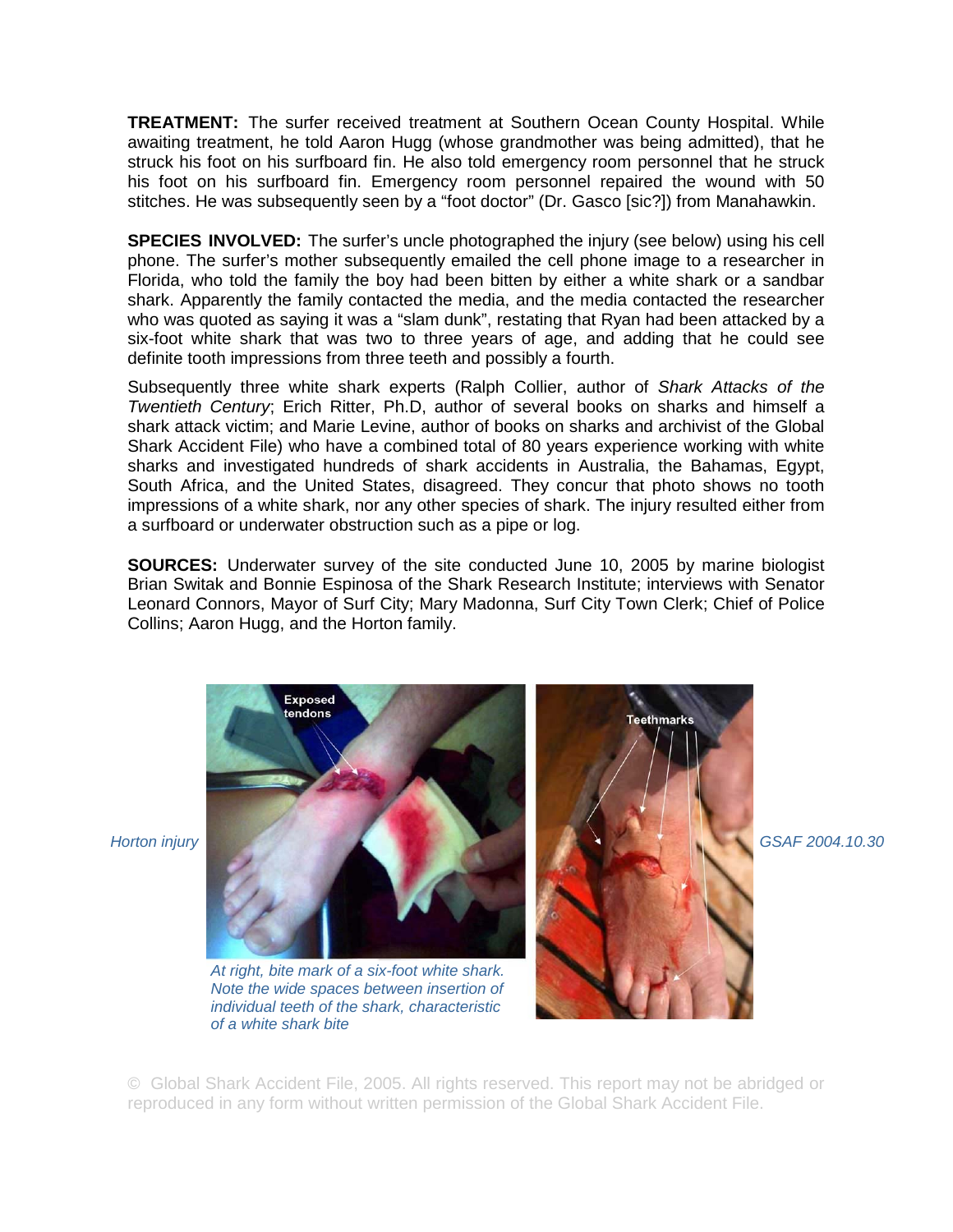**TREATMENT:** The surfer received treatment at Southern Ocean County Hospital. While awaiting treatment, he told Aaron Hugg (whose grandmother was being admitted), that he struck his foot on his surfboard fin. He also told emergency room personnel that he struck his foot on his surfboard fin. Emergency room personnel repaired the wound with 50 stitches. He was subsequently seen by a "foot doctor" (Dr. Gasco [sic?]) from Manahawkin.

**SPECIES INVOLVED:** The surfer's uncle photographed the injury (see below) using his cell phone. The surfer's mother subsequently emailed the cell phone image to a researcher in Florida, who told the family the boy had been bitten by either a white shark or a sandbar shark. Apparently the family contacted the media, and the media contacted the researcher who was quoted as saying it was a "slam dunk", restating that Ryan had been attacked by a six-foot white shark that was two to three years of age, and adding that he could see definite tooth impressions from three teeth and possibly a fourth.

Subsequently three white shark experts (Ralph Collier, author of *Shark Attacks of the Twentieth Century*; Erich Ritter, Ph.D, author of several books on sharks and himself a shark attack victim; and Marie Levine, author of books on sharks and archivist of the Global Shark Accident File) who have a combined total of 80 years experience working with white sharks and investigated hundreds of shark accidents in Australia, the Bahamas, Egypt, South Africa, and the United States, disagreed. They concur that photo shows no tooth impressions of a white shark, nor any other species of shark. The injury resulted either from a surfboard or underwater obstruction such as a pipe or log.

**SOURCES:** Underwater survey of the site conducted June 10, 2005 by marine biologist Brian Switak and Bonnie Espinosa of the Shark Research Institute; interviews with Senator Leonard Connors, Mayor of Surf City; Mary Madonna, Surf City Town Clerk; Chief of Police Collins; Aaron Hugg, and the Horton family.

*Horton injury*

Exposed tendons

Teethmarks

*GSAF 2004.10.30*

*At right, bite mark of a six-foot white shark. Note the wide spaces between insertion of individual teeth of the shark, characteristic of a white shark bite*

© Global Shark Accident File, 2005. All rights reserved. This report may not be abridged or reproduced in any form without written permission of the Global Shark Accident File.